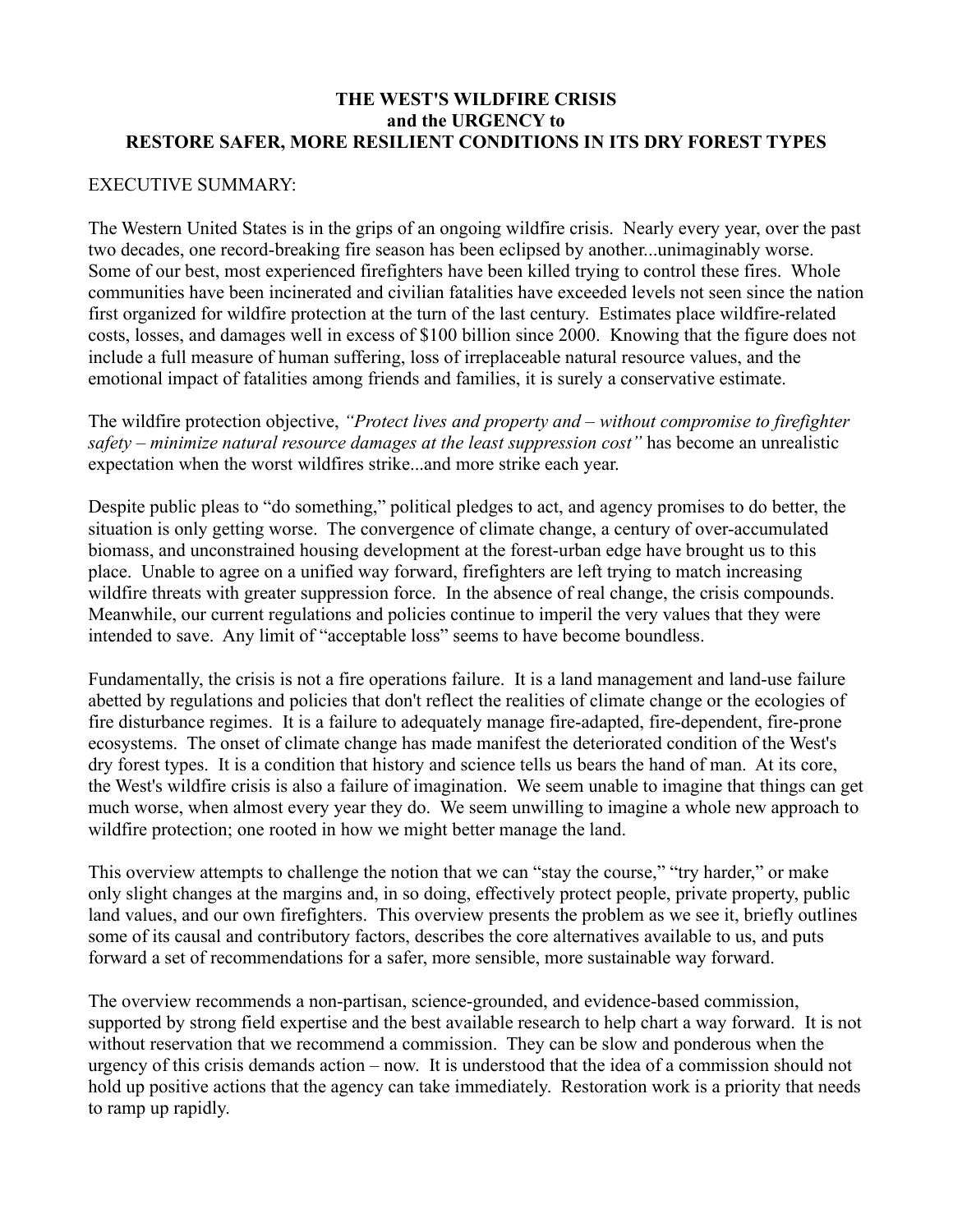# THE WEST'S WILDFIRE CRISIS and the URGENCY to RESTORE SAFER, MORE RESILIENT CONDITIONS IN ITS DRY FOREST TYPES

EXECUTIVE SUMMARY:

The Western United States is in the grips of an ongoing wildfire crisis. Nearly every year, over the past two decades, one record-breaking fire season has been eclipsed by another...unimaginably worse. Some of our best, most experienced firefighters have been killed trying to control these fires. Whole communities have been incinerated and civilian fatalities have exceeded levels not seen since the nation first organized for wildfire protection at the turn of the last century. Estimates place wildfire-related costs, losses, and damages well in excess of $100 billion since 2000. Knowing that the figure does not include a full measure of human suffering, loss of irreplaceable natural resource values, and the emotional impact of fatalities among friends and families, it is surely a conservative estimate.

The wildfire protection objective, *"Protect lives and property and – without compromise to firefighter safety – minimize natural resource damages at the least suppression cost"* has become an unrealistic expectation when the worst wildfires strike...and more strike each year.

Despite public pleas to "do something," political pledges to act, and agency promises to do better, the situation is only getting worse. The convergence of climate change, a century of over-accumulated biomass, and unconstrained housing development at the forest-urban edge have brought us to this place. Unable to agree on a unified way forward, firefighters are left trying to match increasing wildfire threats with greater suppression force. In the absence of real change, the crisis compounds. Meanwhile, our current regulations and policies continue to imperil the very values that they were intended to save. Any limit of "acceptable loss" seems to have become boundless.

Fundamentally, the crisis is not a fire operations failure. It is a land management and land-use failure abetted by regulations and policies that don't reflect the realities of climate change or the ecologies of fire disturbance regimes. It is a failure to adequately manage fire-adapted, fire-dependent, fire-prone ecosystems. The onset of climate change has made manifest the deteriorated condition of the West's dry forest types. It is a condition that history and science tells us bears the hand of man. At its core, the West's wildfire crisis is also a failure of imagination. We seem unable to imagine that things can get much worse, when almost every year they do. We seem unwilling to imagine a whole new approach to wildfire protection; one rooted in how we might better manage the land.

This overview attempts to challenge the notion that we can "stay the course," "try harder," or make only slight changes at the margins and, in so doing, effectively protect people, private property, public land values, and our own firefighters. This overview presents the problem as we see it, briefly outlines some of its causal and contributory factors, describes the core alternatives available to us, and puts forward a set of recommendations for a safer, more sensible, more sustainable way forward.

The overview recommends a non-partisan, science-grounded, and evidence-based commission, supported by strong field expertise and the best available research to help chart a way forward. It is not without reservation that we recommend a commission. They can be slow and ponderous when the urgency of this crisis demands action – now. It is understood that the idea of a commission should not hold up positive actions that the agency can take immediately. Restoration work is a priority that needs to ramp up rapidly.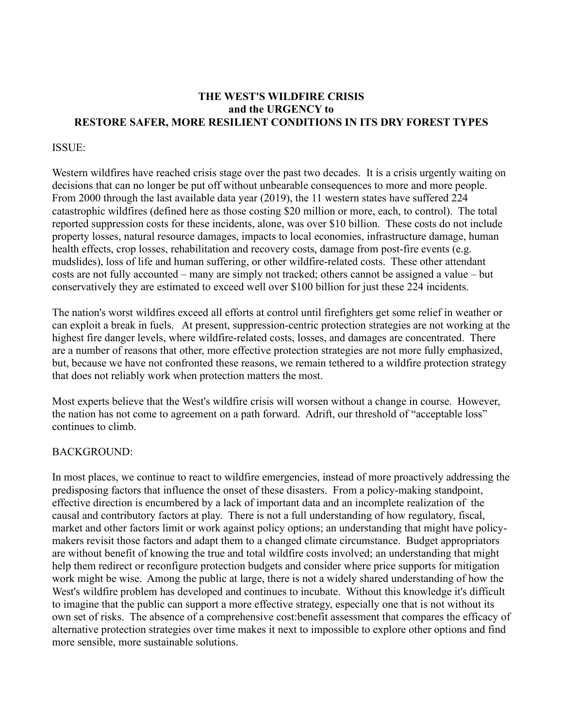**THE WEST'S WILDFIRE CRISIS**
**and the URGENCY to**
**RESTORE SAFER, MORE RESILIENT CONDITIONS IN ITS DRY FOREST TYPES**

ISSUE:

Western wildfires have reached crisis stage over the past two decades. It is a crisis urgently waiting on decisions that can no longer be put off without unbearable consequences to more and more people. From 2000 through the last available data year (2019), the 11 western states have suffered 224 catastrophic wildfires (defined here as those costing $20 million or more, each, to control). The total reported suppression costs for these incidents, alone, was over $10 billion. These costs do not include property losses, natural resource damages, impacts to local economies, infrastructure damage, human health effects, crop losses, rehabilitation and recovery costs, damage from post-fire events (e.g. mudslides), loss of life and human suffering, or other wildfire-related costs. These other attendant costs are not fully accounted – many are simply not tracked; others cannot be assigned a value – but conservatively they are estimated to exceed well over $100 billion for just these 224 incidents.

The nation's worst wildfires exceed all efforts at control until firefighters get some relief in weather or can exploit a break in fuels. At present, suppression-centric protection strategies are not working at the highest fire danger levels, where wildfire-related costs, losses, and damages are concentrated. There are a number of reasons that other, more effective protection strategies are not more fully emphasized, but, because we have not confronted these reasons, we remain tethered to a wildfire protection strategy that does not reliably work when protection matters the most.

Most experts believe that the West's wildfire crisis will worsen without a change in course. However, the nation has not come to agreement on a path forward. Adrift, our threshold of "acceptable loss" continues to climb.

BACKGROUND:

In most places, we continue to react to wildfire emergencies, instead of more proactively addressing the predisposing factors that influence the onset of these disasters. From a policy-making standpoint, effective direction is encumbered by a lack of important data and an incomplete realization of the causal and contributory factors at play. There is not a full understanding of how regulatory, fiscal, market and other factors limit or work against policy options; an understanding that might have policy-makers revisit those factors and adapt them to a changed climate circumstance. Budget appropriators are without benefit of knowing the true and total wildfire costs involved; an understanding that might help them redirect or reconfigure protection budgets and consider where price supports for mitigation work might be wise. Among the public at large, there is not a widely shared understanding of how the West's wildfire problem has developed and continues to incubate. Without this knowledge it's difficult to imagine that the public can support a more effective strategy, especially one that is not without its own set of risks. The absence of a comprehensive cost:benefit assessment that compares the efficacy of alternative protection strategies over time makes it next to impossible to explore other options and find more sensible, more sustainable solutions.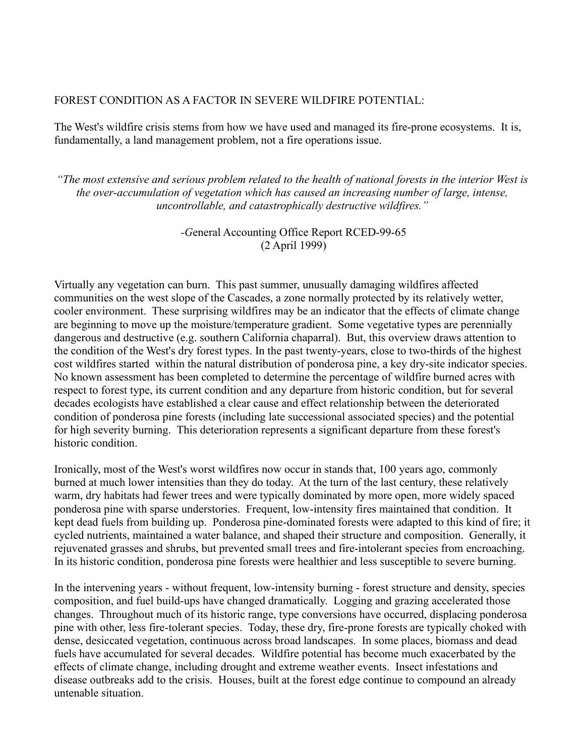## FOREST CONDITION AS A FACTOR IN SEVERE WILDFIRE POTENTIAL:

The West's wildfire crisis stems from how we have used and managed its fire-prone ecosystems. It is, fundamentally, a land management problem, not a fire operations issue.

*"The most extensive and serious problem related to the health of national forests in the interior West is the over-accumulation of vegetation which has caused an increasing number of large, intense, uncontrollable, and catastrophically destructive wildfires."*

-*G*eneral Accounting Office Report RCED-99-65
(2 April 1999)

Virtually any vegetation can burn. This past summer, unusually damaging wildfires affected communities on the west slope of the Cascades, a zone normally protected by its relatively wetter, cooler environment. These surprising wildfires may be an indicator that the effects of climate change are beginning to move up the moisture/temperature gradient. Some vegetative types are perennially dangerous and destructive (e.g. southern California chaparral). But, this overview draws attention to the condition of the West's dry forest types. In the past twenty-years, close to two-thirds of the highest cost wildfires started within the natural distribution of ponderosa pine, a key dry-site indicator species. No known assessment has been completed to determine the percentage of wildfire burned acres with respect to forest type, its current condition and any departure from historic condition, but for several decades ecologists have established a clear cause and effect relationship between the deteriorated condition of ponderosa pine forests (including late successional associated species) and the potential for high severity burning. This deterioration represents a significant departure from these forest's historic condition.

Ironically, most of the West's worst wildfires now occur in stands that, 100 years ago, commonly burned at much lower intensities than they do today. At the turn of the last century, these relatively warm, dry habitats had fewer trees and were typically dominated by more open, more widely spaced ponderosa pine with sparse understories. Frequent, low-intensity fires maintained that condition. It kept dead fuels from building up. Ponderosa pine-dominated forests were adapted to this kind of fire; it cycled nutrients, maintained a water balance, and shaped their structure and composition. Generally, it rejuvenated grasses and shrubs, but prevented small trees and fire-intolerant species from encroaching. In its historic condition, ponderosa pine forests were healthier and less susceptible to severe burning.

In the intervening years - without frequent, low-intensity burning - forest structure and density, species composition, and fuel build-ups have changed dramatically. Logging and grazing accelerated those changes. Throughout much of its historic range, type conversions have occurred, displacing ponderosa pine with other, less fire-tolerant species. Today, these dry, fire-prone forests are typically choked with dense, desiccated vegetation, continuous across broad landscapes. In some places, biomass and dead fuels have accumulated for several decades. Wildfire potential has become much exacerbated by the effects of climate change, including drought and extreme weather events. Insect infestations and disease outbreaks add to the crisis. Houses, built at the forest edge continue to compound an already untenable situation.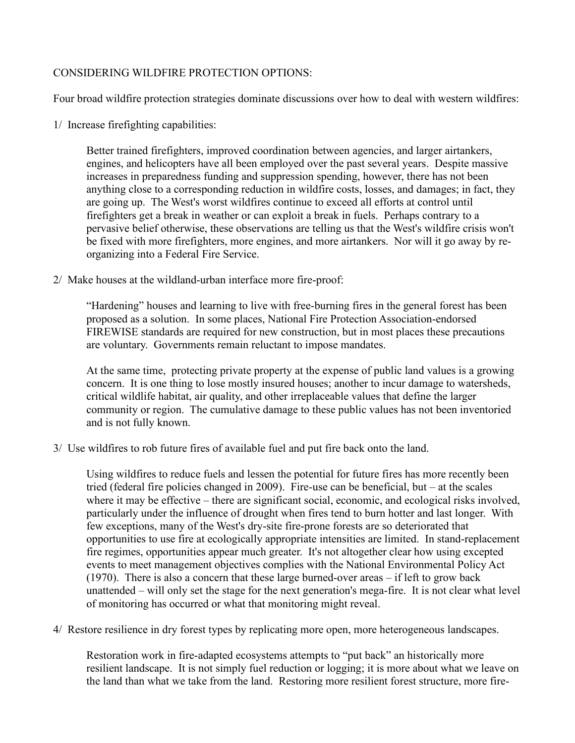CONSIDERING WILDFIRE PROTECTION OPTIONS:

Four broad wildfire protection strategies dominate discussions over how to deal with western wildfires:

1/ Increase firefighting capabilities:

Better trained firefighters, improved coordination between agencies, and larger airtankers, engines, and helicopters have all been employed over the past several years. Despite massive increases in preparedness funding and suppression spending, however, there has not been anything close to a corresponding reduction in wildfire costs, losses, and damages; in fact, they are going up. The West's worst wildfires continue to exceed all efforts at control until firefighters get a break in weather or can exploit a break in fuels. Perhaps contrary to a pervasive belief otherwise, these observations are telling us that the West's wildfire crisis won't be fixed with more firefighters, more engines, and more airtankers. Nor will it go away by re-organizing into a Federal Fire Service.

2/ Make houses at the wildland-urban interface more fire-proof:

"Hardening" houses and learning to live with free-burning fires in the general forest has been proposed as a solution. In some places, National Fire Protection Association-endorsed FIREWISE standards are required for new construction, but in most places these precautions are voluntary. Governments remain reluctant to impose mandates.

At the same time, protecting private property at the expense of public land values is a growing concern. It is one thing to lose mostly insured houses; another to incur damage to watersheds, critical wildlife habitat, air quality, and other irreplaceable values that define the larger community or region. The cumulative damage to these public values has not been inventoried and is not fully known.

3/ Use wildfires to rob future fires of available fuel and put fire back onto the land.

Using wildfires to reduce fuels and lessen the potential for future fires has more recently been tried (federal fire policies changed in 2009). Fire-use can be beneficial, but – at the scales where it may be effective – there are significant social, economic, and ecological risks involved, particularly under the influence of drought when fires tend to burn hotter and last longer. With few exceptions, many of the West's dry-site fire-prone forests are so deteriorated that opportunities to use fire at ecologically appropriate intensities are limited. In stand-replacement fire regimes, opportunities appear much greater. It's not altogether clear how using excepted events to meet management objectives complies with the National Environmental Policy Act (1970). There is also a concern that these large burned-over areas – if left to grow back unattended – will only set the stage for the next generation's mega-fire. It is not clear what level of monitoring has occurred or what that monitoring might reveal.

4/ Restore resilience in dry forest types by replicating more open, more heterogeneous landscapes.

Restoration work in fire-adapted ecosystems attempts to "put back" an historically more resilient landscape. It is not simply fuel reduction or logging; it is more about what we leave on the land than what we take from the land. Restoring more resilient forest structure, more fire-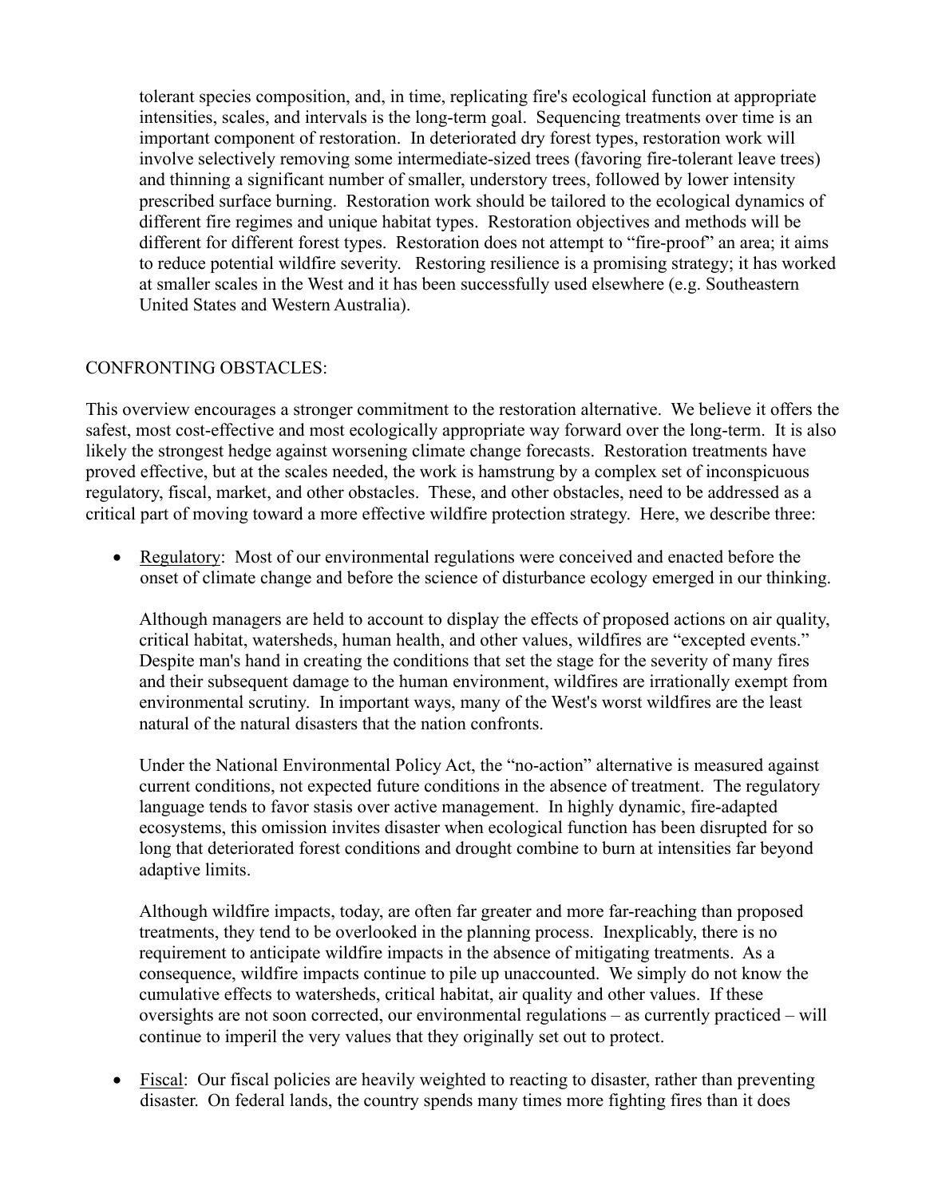tolerant species composition, and, in time, replicating fire's ecological function at appropriate intensities, scales, and intervals is the long-term goal. Sequencing treatments over time is an important component of restoration. In deteriorated dry forest types, restoration work will involve selectively removing some intermediate-sized trees (favoring fire-tolerant leave trees) and thinning a significant number of smaller, understory trees, followed by lower intensity prescribed surface burning. Restoration work should be tailored to the ecological dynamics of different fire regimes and unique habitat types. Restoration objectives and methods will be different for different forest types. Restoration does not attempt to "fire-proof" an area; it aims to reduce potential wildfire severity. Restoring resilience is a promising strategy; it has worked at smaller scales in the West and it has been successfully used elsewhere (e.g. Southeastern United States and Western Australia).

## CONFRONTING OBSTACLES:

This overview encourages a stronger commitment to the restoration alternative. We believe it offers the safest, most cost-effective and most ecologically appropriate way forward over the long-term. It is also likely the strongest hedge against worsening climate change forecasts. Restoration treatments have proved effective, but at the scales needed, the work is hamstrung by a complex set of inconspicuous regulatory, fiscal, market, and other obstacles. These, and other obstacles, need to be addressed as a critical part of moving toward a more effective wildfire protection strategy. Here, we describe three:

- Regulatory: Most of our environmental regulations were conceived and enacted before the onset of climate change and before the science of disturbance ecology emerged in our thinking.

  Although managers are held to account to display the effects of proposed actions on air quality, critical habitat, watersheds, human health, and other values, wildfires are "excepted events." Despite man's hand in creating the conditions that set the stage for the severity of many fires and their subsequent damage to the human environment, wildfires are irrationally exempt from environmental scrutiny. In important ways, many of the West's worst wildfires are the least natural of the natural disasters that the nation confronts.

  Under the National Environmental Policy Act, the "no-action" alternative is measured against current conditions, not expected future conditions in the absence of treatment. The regulatory language tends to favor stasis over active management. In highly dynamic, fire-adapted ecosystems, this omission invites disaster when ecological function has been disrupted for so long that deteriorated forest conditions and drought combine to burn at intensities far beyond adaptive limits.

  Although wildfire impacts, today, are often far greater and more far-reaching than proposed treatments, they tend to be overlooked in the planning process. Inexplicably, there is no requirement to anticipate wildfire impacts in the absence of mitigating treatments. As a consequence, wildfire impacts continue to pile up unaccounted. We simply do not know the cumulative effects to watersheds, critical habitat, air quality and other values. If these oversights are not soon corrected, our environmental regulations – as currently practiced – will continue to imperil the very values that they originally set out to protect.

- Fiscal: Our fiscal policies are heavily weighted to reacting to disaster, rather than preventing disaster. On federal lands, the country spends many times more fighting fires than it does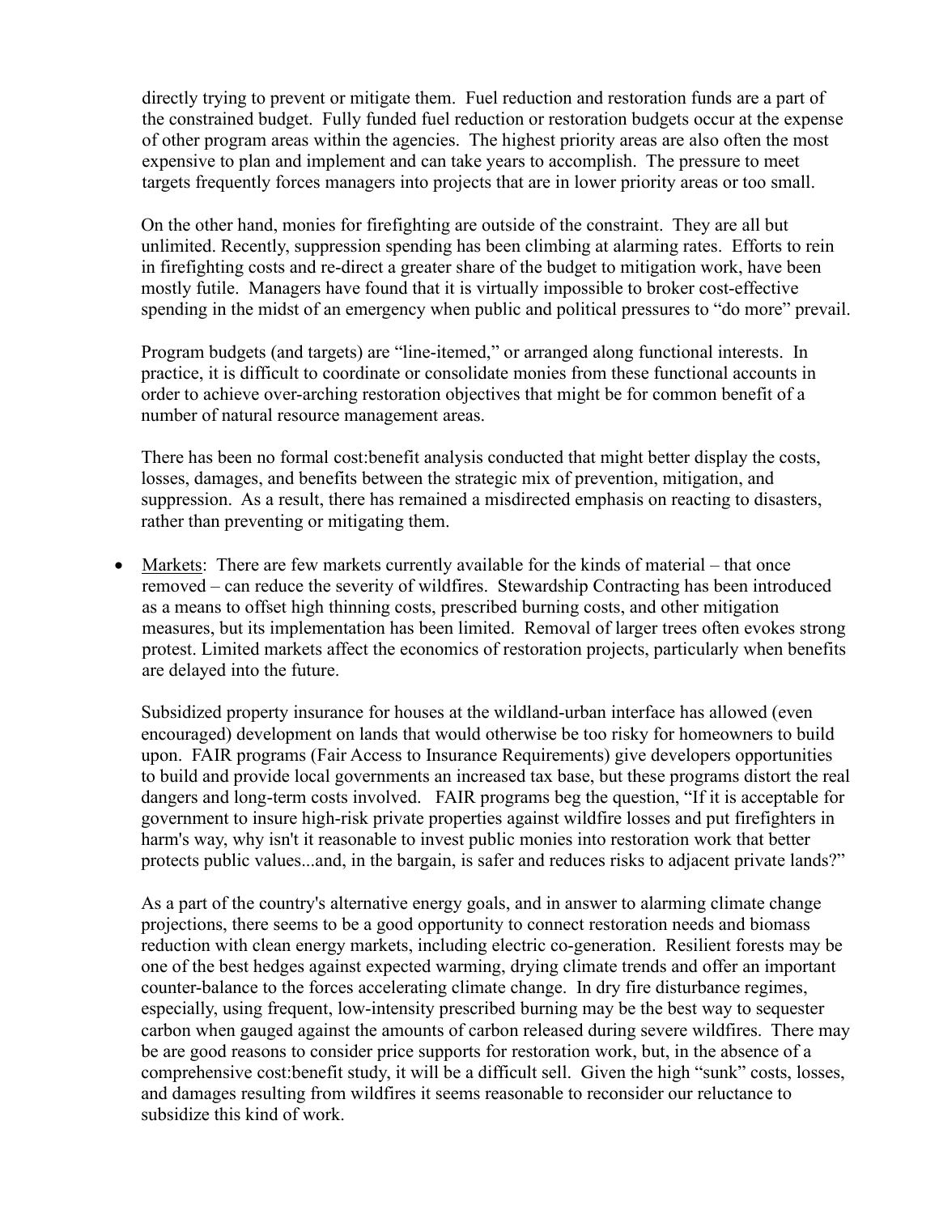directly trying to prevent or mitigate them. Fuel reduction and restoration funds are a part of the constrained budget. Fully funded fuel reduction or restoration budgets occur at the expense of other program areas within the agencies. The highest priority areas are also often the most expensive to plan and implement and can take years to accomplish. The pressure to meet targets frequently forces managers into projects that are in lower priority areas or too small.

On the other hand, monies for firefighting are outside of the constraint. They are all but unlimited. Recently, suppression spending has been climbing at alarming rates. Efforts to rein in firefighting costs and re-direct a greater share of the budget to mitigation work, have been mostly futile. Managers have found that it is virtually impossible to broker cost-effective spending in the midst of an emergency when public and political pressures to "do more" prevail.

Program budgets (and targets) are "line-itemed," or arranged along functional interests. In practice, it is difficult to coordinate or consolidate monies from these functional accounts in order to achieve over-arching restoration objectives that might be for common benefit of a number of natural resource management areas.

There has been no formal cost:benefit analysis conducted that might better display the costs, losses, damages, and benefits between the strategic mix of prevention, mitigation, and suppression. As a result, there has remained a misdirected emphasis on reacting to disasters, rather than preventing or mitigating them.

- Markets: There are few markets currently available for the kinds of material – that once removed – can reduce the severity of wildfires. Stewardship Contracting has been introduced as a means to offset high thinning costs, prescribed burning costs, and other mitigation measures, but its implementation has been limited. Removal of larger trees often evokes strong protest. Limited markets affect the economics of restoration projects, particularly when benefits are delayed into the future.

  Subsidized property insurance for houses at the wildland-urban interface has allowed (even encouraged) development on lands that would otherwise be too risky for homeowners to build upon. FAIR programs (Fair Access to Insurance Requirements) give developers opportunities to build and provide local governments an increased tax base, but these programs distort the real dangers and long-term costs involved. FAIR programs beg the question, "If it is acceptable for government to insure high-risk private properties against wildfire losses and put firefighters in harm's way, why isn't it reasonable to invest public monies into restoration work that better protects public values...and, in the bargain, is safer and reduces risks to adjacent private lands?"

  As a part of the country's alternative energy goals, and in answer to alarming climate change projections, there seems to be a good opportunity to connect restoration needs and biomass reduction with clean energy markets, including electric co-generation. Resilient forests may be one of the best hedges against expected warming, drying climate trends and offer an important counter-balance to the forces accelerating climate change. In dry fire disturbance regimes, especially, using frequent, low-intensity prescribed burning may be the best way to sequester carbon when gauged against the amounts of carbon released during severe wildfires. There may be are good reasons to consider price supports for restoration work, but, in the absence of a comprehensive cost:benefit study, it will be a difficult sell. Given the high "sunk" costs, losses, and damages resulting from wildfires it seems reasonable to reconsider our reluctance to subsidize this kind of work.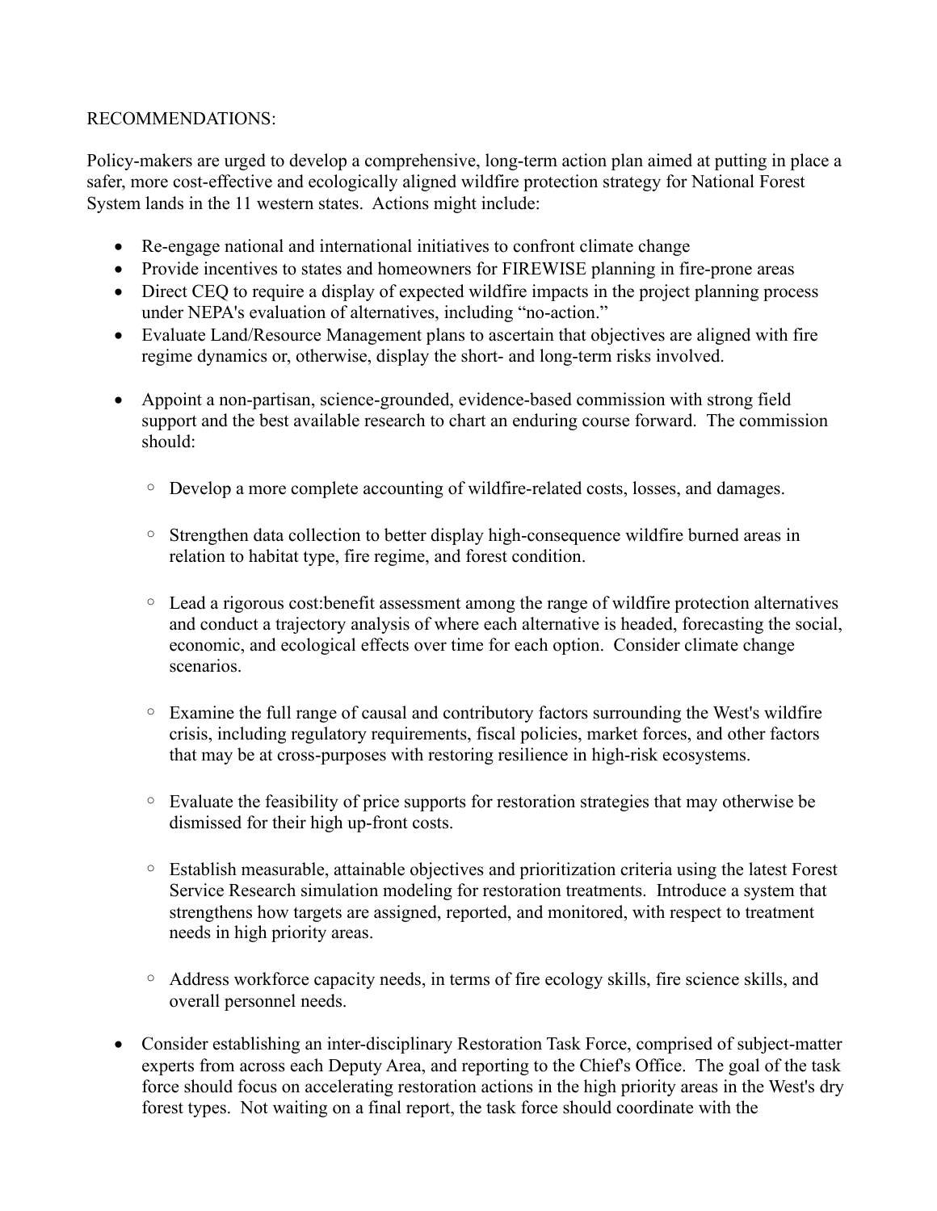RECOMMENDATIONS:

Policy-makers are urged to develop a comprehensive, long-term action plan aimed at putting in place a safer, more cost-effective and ecologically aligned wildfire protection strategy for National Forest System lands in the 11 western states. Actions might include:

- Re-engage national and international initiatives to confront climate change
- Provide incentives to states and homeowners for FIREWISE planning in fire-prone areas
- Direct CEQ to require a display of expected wildfire impacts in the project planning process under NEPA's evaluation of alternatives, including "no-action."
- Evaluate Land/Resource Management plans to ascertain that objectives are aligned with fire regime dynamics or, otherwise, display the short- and long-term risks involved.

- Appoint a non-partisan, science-grounded, evidence-based commission with strong field support and the best available research to chart an enduring course forward. The commission should:

    - Develop a more complete accounting of wildfire-related costs, losses, and damages.

    - Strengthen data collection to better display high-consequence wildfire burned areas in relation to habitat type, fire regime, and forest condition.

    - Lead a rigorous cost:benefit assessment among the range of wildfire protection alternatives and conduct a trajectory analysis of where each alternative is headed, forecasting the social, economic, and ecological effects over time for each option. Consider climate change scenarios.

    - Examine the full range of causal and contributory factors surrounding the West's wildfire crisis, including regulatory requirements, fiscal policies, market forces, and other factors that may be at cross-purposes with restoring resilience in high-risk ecosystems.

    - Evaluate the feasibility of price supports for restoration strategies that may otherwise be dismissed for their high up-front costs.

    - Establish measurable, attainable objectives and prioritization criteria using the latest Forest Service Research simulation modeling for restoration treatments. Introduce a system that strengthens how targets are assigned, reported, and monitored, with respect to treatment needs in high priority areas.

    - Address workforce capacity needs, in terms of fire ecology skills, fire science skills, and overall personnel needs.

- Consider establishing an inter-disciplinary Restoration Task Force, comprised of subject-matter experts from across each Deputy Area, and reporting to the Chief's Office. The goal of the task force should focus on accelerating restoration actions in the high priority areas in the West's dry forest types. Not waiting on a final report, the task force should coordinate with the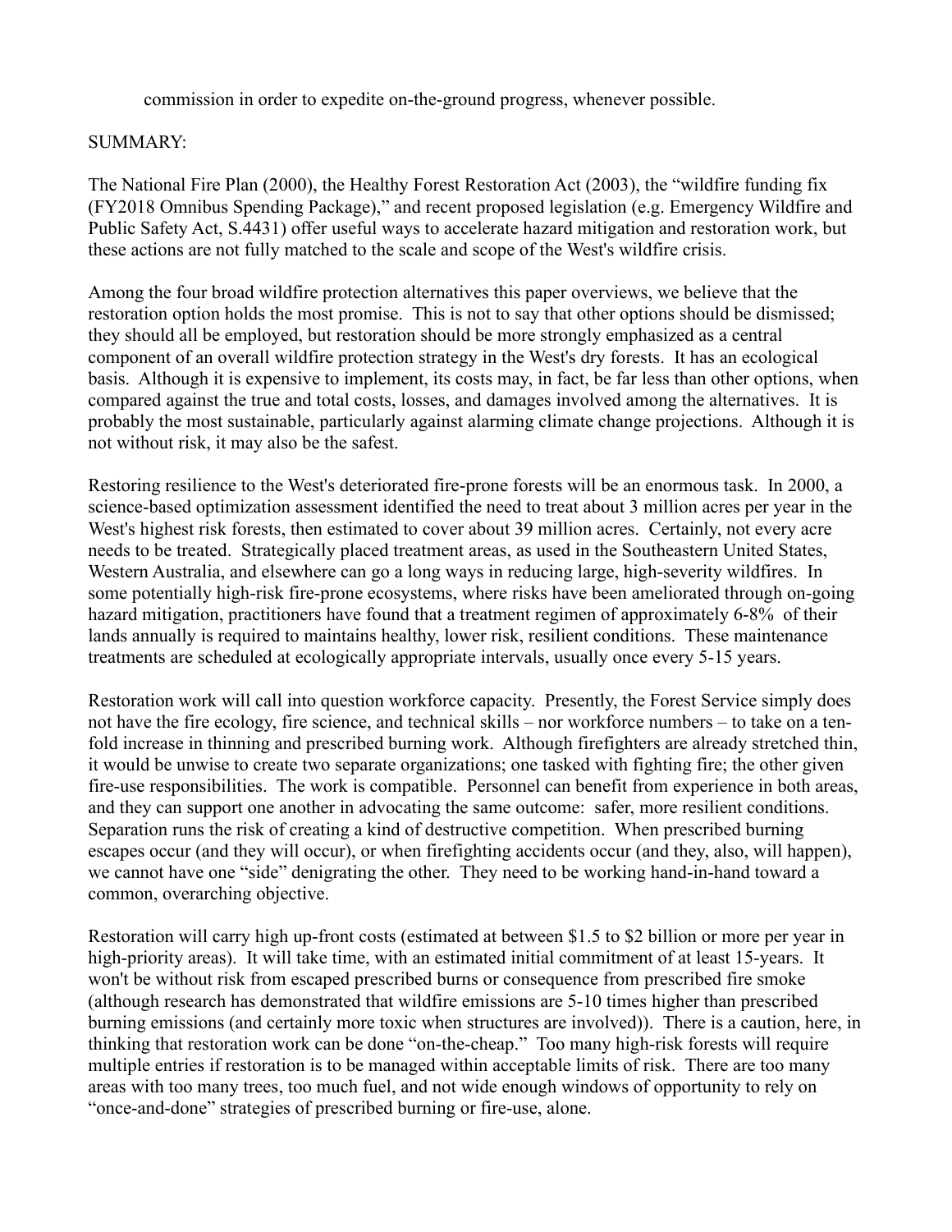commission in order to expedite on-the-ground progress, whenever possible.

SUMMARY:

The National Fire Plan (2000), the Healthy Forest Restoration Act (2003), the "wildfire funding fix (FY2018 Omnibus Spending Package)," and recent proposed legislation (e.g. Emergency Wildfire and Public Safety Act, S.4431) offer useful ways to accelerate hazard mitigation and restoration work, but these actions are not fully matched to the scale and scope of the West's wildfire crisis.

Among the four broad wildfire protection alternatives this paper overviews, we believe that the restoration option holds the most promise. This is not to say that other options should be dismissed; they should all be employed, but restoration should be more strongly emphasized as a central component of an overall wildfire protection strategy in the West's dry forests. It has an ecological basis. Although it is expensive to implement, its costs may, in fact, be far less than other options, when compared against the true and total costs, losses, and damages involved among the alternatives. It is probably the most sustainable, particularly against alarming climate change projections. Although it is not without risk, it may also be the safest.

Restoring resilience to the West's deteriorated fire-prone forests will be an enormous task. In 2000, a science-based optimization assessment identified the need to treat about 3 million acres per year in the West's highest risk forests, then estimated to cover about 39 million acres. Certainly, not every acre needs to be treated. Strategically placed treatment areas, as used in the Southeastern United States, Western Australia, and elsewhere can go a longs ways in reducing large, high-severity wildfires. In some potentially high-risk fire-prone ecosystems, where risks have been ameliorated through on-going hazard mitigation, practitioners have found that a treatment regimen of approximately 6-8% of their lands annually is required to maintains healthy, lower risk, resilient conditions. These maintenance treatments are scheduled at ecologically appropriate intervals, usually once every 5-15 years.

Restoration work will call into question workforce capacity. Presently, the Forest Service simply does not have the fire ecology, fire science, and technical skills – nor workforce numbers – to take on a ten-fold increase in thinning and prescribed burning work. Although firefighters are already stretched thin, it would be unwise to create two separate organizations; one tasked with fighting fire; the other given fire-use responsibilities. The work is compatible. Personnel can benefit from experience in both areas, and they can support one another in advocating the same outcome: safer, more resilient conditions. Separation runs the risk of creating a kind of destructive competition. When prescribed burning escapes occur (and they will occur), or when firefighting accidents occur (and they, also, will happen), we cannot have one "side" denigrating the other. They need to be working hand-in-hand toward a common, overarching objective.

Restoration will carry high up-front costs (estimated at between $1.5 to $2 billion or more per year in high-priority areas). It will take time, with an estimated initial commitment of at least 15-years. It won't be without risk from escaped prescribed burns or consequence from prescribed fire smoke (although research has demonstrated that wildfire emissions are 5-10 times higher than prescribed burning emissions (and certainly more toxic when structures are involved)). There is a caution, here, in thinking that restoration work can be done "on-the-cheap." Too many high-risk forests will require multiple entries if restoration is to be managed within acceptable limits of risk. There are too many areas with too many trees, too much fuel, and not wide enough windows of opportunity to rely on "once-and-done" strategies of prescribed burning or fire-use, alone.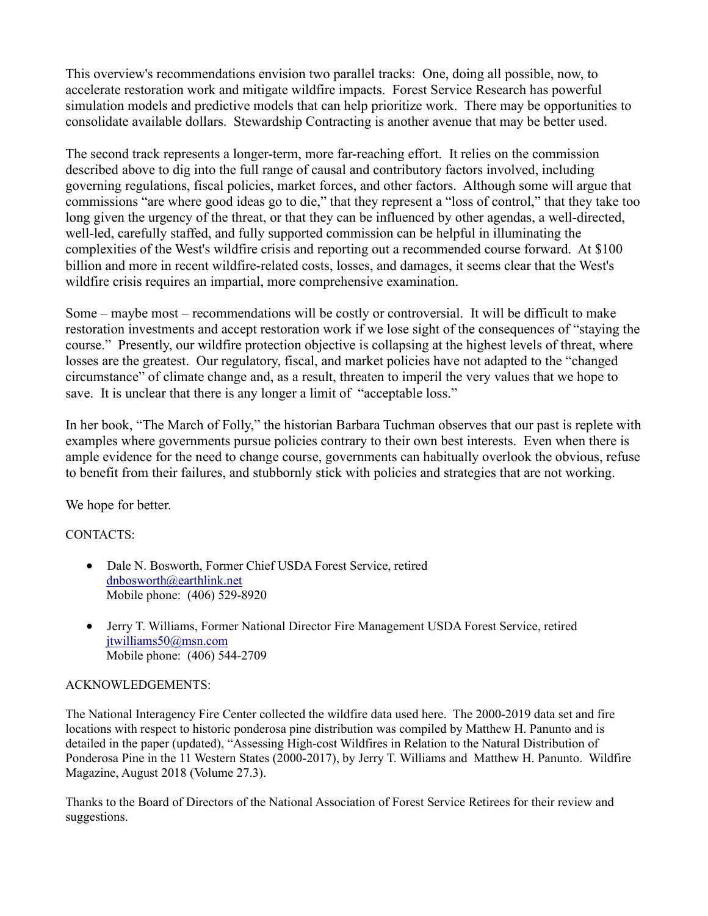This overview's recommendations envision two parallel tracks: One, doing all possible, now, to accelerate restoration work and mitigate wildfire impacts. Forest Service Research has powerful simulation models and predictive models that can help prioritize work. There may be opportunities to consolidate available dollars. Stewardship Contracting is another avenue that may be better used.

The second track represents a longer-term, more far-reaching effort. It relies on the commission described above to dig into the full range of causal and contributory factors involved, including governing regulations, fiscal policies, market forces, and other factors. Although some will argue that commissions "are where good ideas go to die," that they represent a "loss of control," that they take too long given the urgency of the threat, or that they can be influenced by other agendas, a well-directed, well-led, carefully staffed, and fully supported commission can be helpful in illuminating the complexities of the West's wildfire crisis and reporting out a recommended course forward. At $100 billion and more in recent wildfire-related costs, losses, and damages, it seems clear that the West's wildfire crisis requires an impartial, more comprehensive examination.

Some – maybe most – recommendations will be costly or controversial. It will be difficult to make restoration investments and accept restoration work if we lose sight of the consequences of "staying the course." Presently, our wildfire protection objective is collapsing at the highest levels of threat, where losses are the greatest. Our regulatory, fiscal, and market policies have not adapted to the "changed circumstance" of climate change and, as a result, threaten to imperil the very values that we hope to save. It is unclear that there is any longer a limit of "acceptable loss."

In her book, "The March of Folly," the historian Barbara Tuchman observes that our past is replete with examples where governments pursue policies contrary to their own best interests. Even when there is ample evidence for the need to change course, governments can habitually overlook the obvious, refuse to benefit from their failures, and stubbornly stick with policies and strategies that are not working.

We hope for better.

CONTACTS:

- Dale N. Bosworth, Former Chief USDA Forest Service, retired
  dnbosworth@earthlink.net
  Mobile phone: (406) 529-8920

- Jerry T. Williams, Former National Director Fire Management USDA Forest Service, retired
  jtwilliams50@msn.com
  Mobile phone: (406) 544-2709

ACKNOWLEDGEMENTS:

The National Interagency Fire Center collected the wildfire data used here. The 2000-2019 data set and fire locations with respect to historic ponderosa pine distribution was compiled by Matthew H. Panunto and is detailed in the paper (updated), "Assessing High-cost Wildfires in Relation to the Natural Distribution of Ponderosa Pine in the 11 Western States (2000-2017), by Jerry T. Williams and Matthew H. Panunto. Wildfire Magazine, August 2018 (Volume 27.3).

Thanks to the Board of Directors of the National Association of Forest Service Retirees for their review and suggestions.